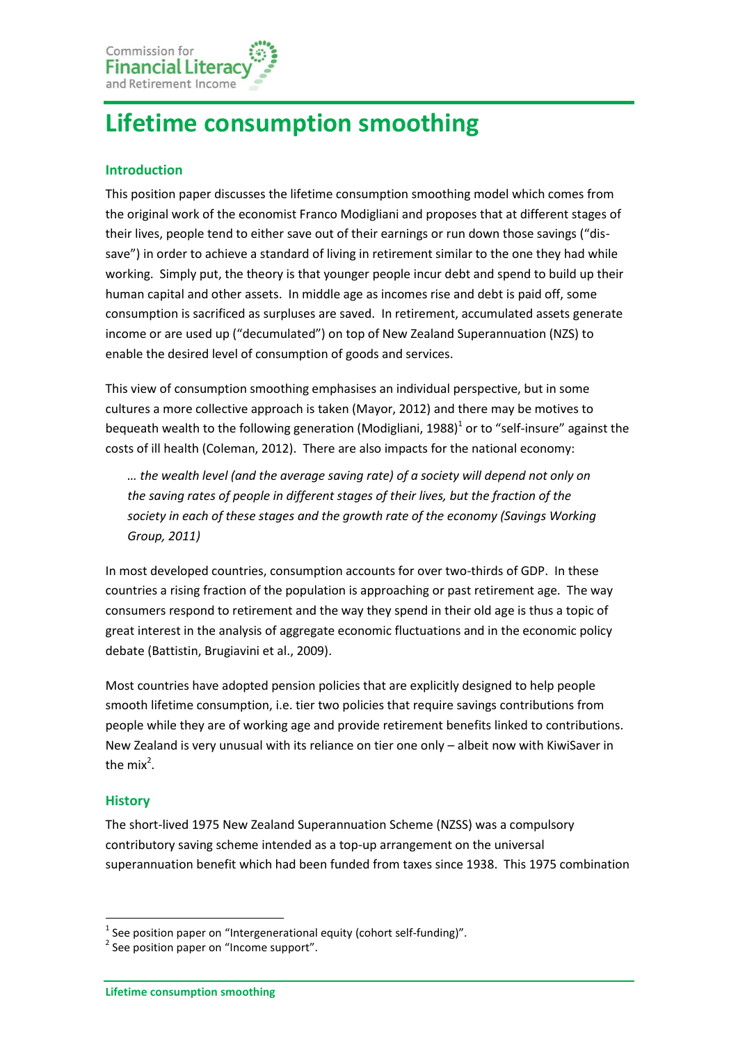Commission for
Financial Literacy
and Retirement Income

# Lifetime consumption smoothing

## Introduction

This position paper discusses the lifetime consumption smoothing model which comes from the original work of the economist Franco Modigliani and proposes that at different stages of their lives, people tend to either save out of their earnings or run down those savings ("dis-save") in order to achieve a standard of living in retirement similar to the one they had while working. Simply put, the theory is that younger people incur debt and spend to build up their human capital and other assets. In middle age as incomes rise and debt is paid off, some consumption is sacrificed as surpluses are saved. In retirement, accumulated assets generate income or are used up ("decumulated") on top of New Zealand Superannuation (NZS) to enable the desired level of consumption of goods and services.

This view of consumption smoothing emphasises an individual perspective, but in some cultures a more collective approach is taken (Mayor, 2012) and there may be motives to bequeath wealth to the following generation (Modigliani, 1988)[1] or to "self-insure" against the costs of ill health (Coleman, 2012). There are also impacts for the national economy:

> *… the wealth level (and the average saving rate) of a society will depend not only on the saving rates of people in different stages of their lives, but the fraction of the society in each of these stages and the growth rate of the economy (Savings Working Group, 2011)*

In most developed countries, consumption accounts for over two-thirds of GDP. In these countries a rising fraction of the population is approaching or past retirement age. The way consumers respond to retirement and the way they spend in their old age is thus a topic of great interest in the analysis of aggregate economic fluctuations and in the economic policy debate (Battistin, Brugiavini et al., 2009).

Most countries have adopted pension policies that are explicitly designed to help people smooth lifetime consumption, i.e. tier two policies that require savings contributions from people while they are of working age and provide retirement benefits linked to contributions. New Zealand is very unusual with its reliance on tier one only – albeit now with KiwiSaver in the mix[2].

## History

The short-lived 1975 New Zealand Superannuation Scheme (NZSS) was a compulsory contributory saving scheme intended as a top-up arrangement on the universal superannuation benefit which had been funded from taxes since 1938. This 1975 combination

---

[1] See position paper on "Intergenerational equity (cohort self-funding)".

[2] See position paper on "Income support".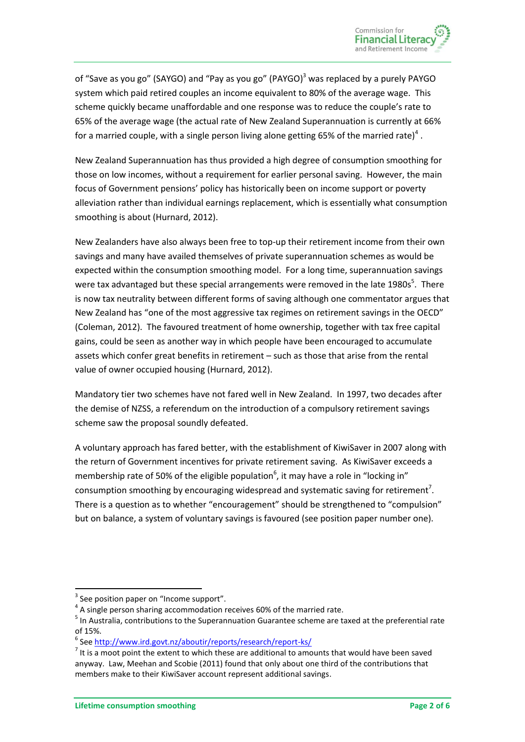of "Save as you go" (SAYGO) and "Pay as you go" (PAYGO)[3] was replaced by a purely PAYGO system which paid retired couples an income equivalent to 80% of the average wage. This scheme quickly became unaffordable and one response was to reduce the couple's rate to 65% of the average wage (the actual rate of New Zealand Superannuation is currently at 66% for a married couple, with a single person living alone getting 65% of the married rate)[4] .

New Zealand Superannuation has thus provided a high degree of consumption smoothing for those on low incomes, without a requirement for earlier personal saving. However, the main focus of Government pensions' policy has historically been on income support or poverty alleviation rather than individual earnings replacement, which is essentially what consumption smoothing is about (Hurnard, 2012).

New Zealanders have also always been free to top-up their retirement income from their own savings and many have availed themselves of private superannuation schemes as would be expected within the consumption smoothing model. For a long time, superannuation savings were tax advantaged but these special arrangements were removed in the late 1980s[5]. There is now tax neutrality between different forms of saving although one commentator argues that New Zealand has "one of the most aggressive tax regimes on retirement savings in the OECD" (Coleman, 2012). The favoured treatment of home ownership, together with tax free capital gains, could be seen as another way in which people have been encouraged to accumulate assets which confer great benefits in retirement – such as those that arise from the rental value of owner occupied housing (Hurnard, 2012).

Mandatory tier two schemes have not fared well in New Zealand. In 1997, two decades after the demise of NZSS, a referendum on the introduction of a compulsory retirement savings scheme saw the proposal soundly defeated.

A voluntary approach has fared better, with the establishment of KiwiSaver in 2007 along with the return of Government incentives for private retirement saving. As KiwiSaver exceeds a membership rate of 50% of the eligible population[6], it may have a role in "locking in" consumption smoothing by encouraging widespread and systematic saving for retirement[7]. There is a question as to whether "encouragement" should be strengthened to "compulsion" but on balance, a system of voluntary savings is favoured (see position paper number one).

---

[3] See position paper on "Income support".

[4] A single person sharing accommodation receives 60% of the married rate.

[5] In Australia, contributions to the Superannuation Guarantee scheme are taxed at the preferential rate of 15%.

[6] See http://www.ird.govt.nz/aboutir/reports/research/report-ks/

[7] It is a moot point the extent to which these are additional to amounts that would have been saved anyway. Law, Meehan and Scobie (2011) found that only about one third of the contributions that members make to their KiwiSaver account represent additional savings.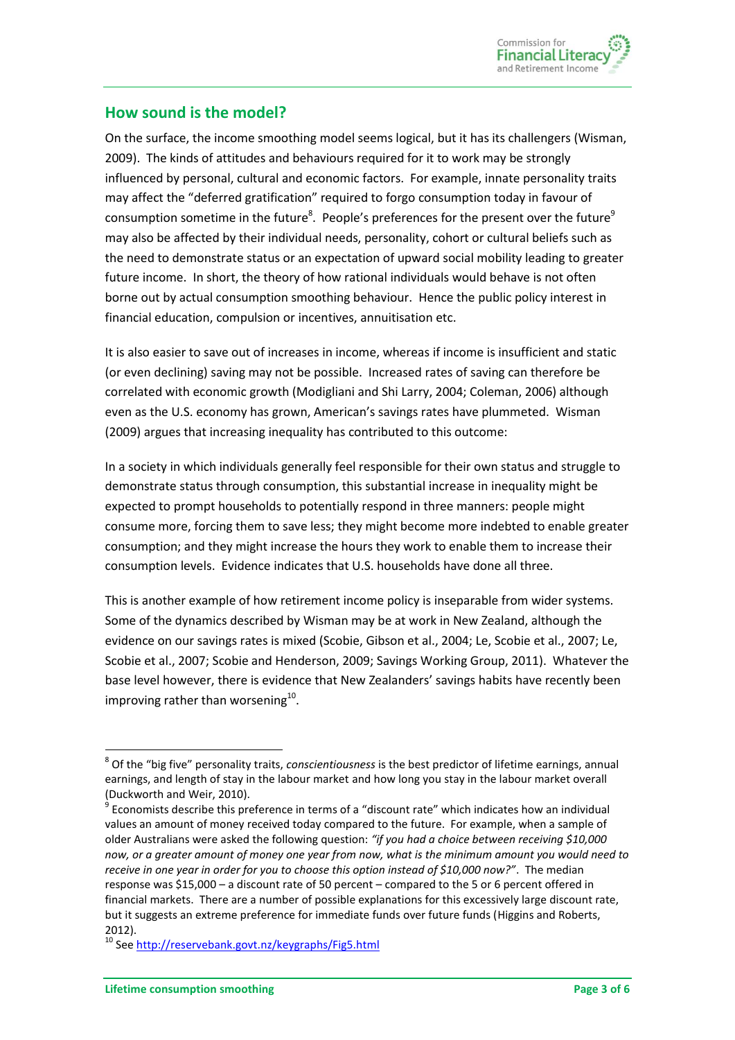## How sound is the model?

On the surface, the income smoothing model seems logical, but it has its challengers (Wisman, 2009). The kinds of attitudes and behaviours required for it to work may be strongly influenced by personal, cultural and economic factors. For example, innate personality traits may affect the "deferred gratification" required to forgo consumption today in favour of consumption sometime in the future[8]. People's preferences for the present over the future[9] may also be affected by their individual needs, personality, cohort or cultural beliefs such as the need to demonstrate status or an expectation of upward social mobility leading to greater future income. In short, the theory of how rational individuals would behave is not often borne out by actual consumption smoothing behaviour. Hence the public policy interest in financial education, compulsion or incentives, annuitisation etc.

It is also easier to save out of increases in income, whereas if income is insufficient and static (or even declining) saving may not be possible. Increased rates of saving can therefore be correlated with economic growth (Modigliani and Shi Larry, 2004; Coleman, 2006) although even as the U.S. economy has grown, American's savings rates have plummeted. Wisman (2009) argues that increasing inequality has contributed to this outcome:

In a society in which individuals generally feel responsible for their own status and struggle to demonstrate status through consumption, this substantial increase in inequality might be expected to prompt households to potentially respond in three manners: people might consume more, forcing them to save less; they might become more indebted to enable greater consumption; and they might increase the hours they work to enable them to increase their consumption levels. Evidence indicates that U.S. households have done all three.

This is another example of how retirement income policy is inseparable from wider systems. Some of the dynamics described by Wisman may be at work in New Zealand, although the evidence on our savings rates is mixed (Scobie, Gibson et al., 2004; Le, Scobie et al., 2007; Le, Scobie et al., 2007; Scobie and Henderson, 2009; Savings Working Group, 2011). Whatever the base level however, there is evidence that New Zealanders' savings habits have recently been improving rather than worsening[10].

---

[8] Of the "big five" personality traits, *conscientiousness* is the best predictor of lifetime earnings, annual earnings, and length of stay in the labour market and how long you stay in the labour market overall (Duckworth and Weir, 2010).

[9] Economists describe this preference in terms of a "discount rate" which indicates how an individual values an amount of money received today compared to the future. For example, when a sample of older Australians were asked the following question: *"if you had a choice between receiving $10,000 now, or a greater amount of money one year from now, what is the minimum amount you would need to receive in one year in order for you to choose this option instead of $10,000 now?"*. The median response was $15,000 – a discount rate of 50 percent – compared to the 5 or 6 percent offered in financial markets. There are a number of possible explanations for this excessively large discount rate, but it suggests an extreme preference for immediate funds over future funds (Higgins and Roberts, 2012).

[10] See http://reservebank.govt.nz/keygraphs/Fig5.html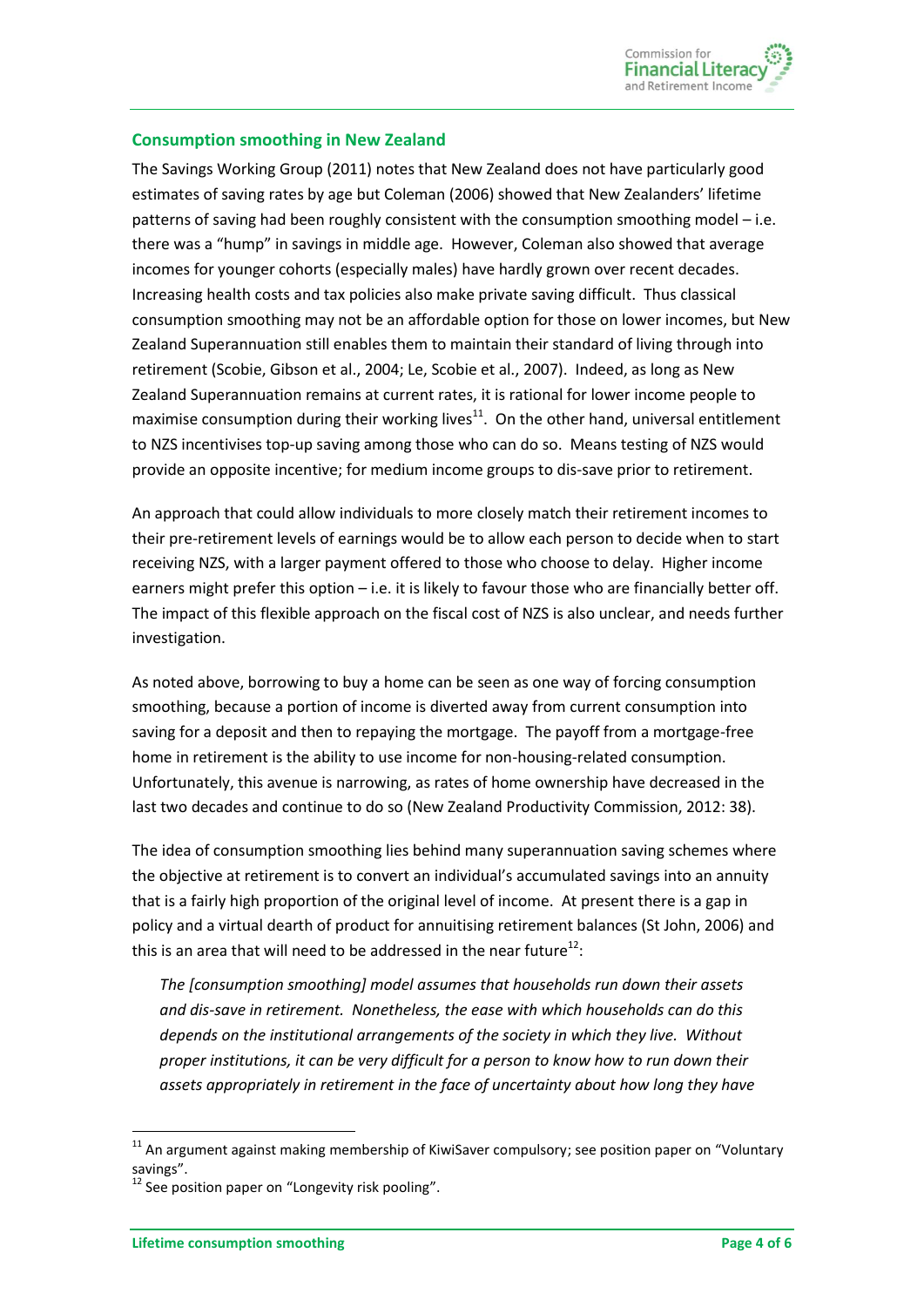## Consumption smoothing in New Zealand

The Savings Working Group (2011) notes that New Zealand does not have particularly good estimates of saving rates by age but Coleman (2006) showed that New Zealanders' lifetime patterns of saving had been roughly consistent with the consumption smoothing model – i.e. there was a "hump" in savings in middle age. However, Coleman also showed that average incomes for younger cohorts (especially males) have hardly grown over recent decades. Increasing health costs and tax policies also make private saving difficult. Thus classical consumption smoothing may not be an affordable option for those on lower incomes, but New Zealand Superannuation still enables them to maintain their standard of living through into retirement (Scobie, Gibson et al., 2004; Le, Scobie et al., 2007). Indeed, as long as New Zealand Superannuation remains at current rates, it is rational for lower income people to maximise consumption during their working lives[11]. On the other hand, universal entitlement to NZS incentivises top-up saving among those who can do so. Means testing of NZS would provide an opposite incentive; for medium income groups to dis-save prior to retirement.

An approach that could allow individuals to more closely match their retirement incomes to their pre-retirement levels of earnings would be to allow each person to decide when to start receiving NZS, with a larger payment offered to those who choose to delay. Higher income earners might prefer this option – i.e. it is likely to favour those who are financially better off. The impact of this flexible approach on the fiscal cost of NZS is also unclear, and needs further investigation.

As noted above, borrowing to buy a home can be seen as one way of forcing consumption smoothing, because a portion of income is diverted away from current consumption into saving for a deposit and then to repaying the mortgage. The payoff from a mortgage-free home in retirement is the ability to use income for non-housing-related consumption. Unfortunately, this avenue is narrowing, as rates of home ownership have decreased in the last two decades and continue to do so (New Zealand Productivity Commission, 2012: 38).

The idea of consumption smoothing lies behind many superannuation saving schemes where the objective at retirement is to convert an individual's accumulated savings into an annuity that is a fairly high proportion of the original level of income. At present there is a gap in policy and a virtual dearth of product for annuitising retirement balances (St John, 2006) and this is an area that will need to be addressed in the near future[12]:

> *The [consumption smoothing] model assumes that households run down their assets and dis-save in retirement. Nonetheless, the ease with which households can do this depends on the institutional arrangements of the society in which they live. Without proper institutions, it can be very difficult for a person to know how to run down their assets appropriately in retirement in the face of uncertainty about how long they have*

[11] An argument against making membership of KiwiSaver compulsory; see position paper on "Voluntary savings".

[12] See position paper on "Longevity risk pooling".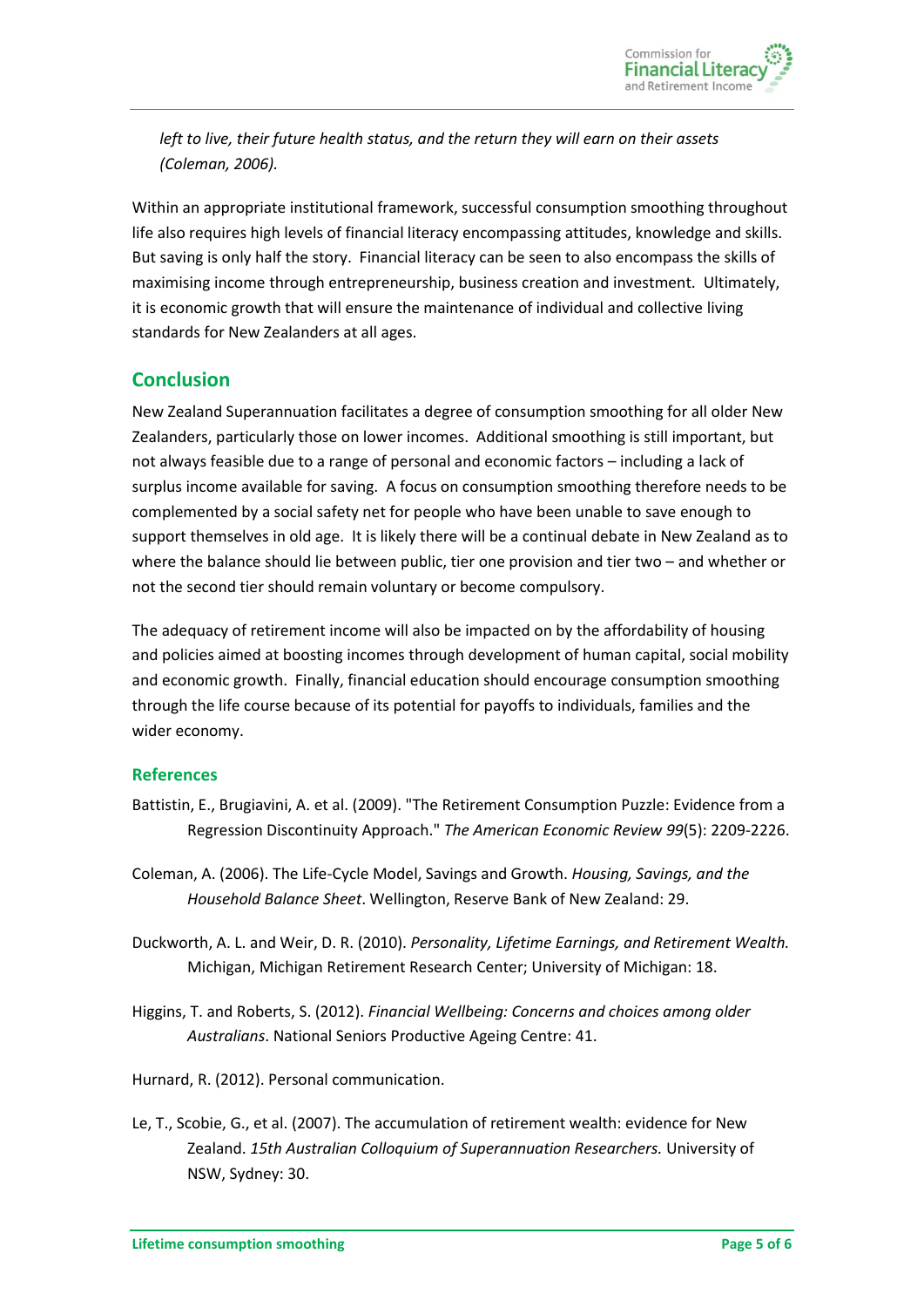*left to live, their future health status, and the return they will earn on their assets (Coleman, 2006).*

Within an appropriate institutional framework, successful consumption smoothing throughout life also requires high levels of financial literacy encompassing attitudes, knowledge and skills. But saving is only half the story. Financial literacy can be seen to also encompass the skills of maximising income through entrepreneurship, business creation and investment. Ultimately, it is economic growth that will ensure the maintenance of individual and collective living standards for New Zealanders at all ages.

## Conclusion

New Zealand Superannuation facilitates a degree of consumption smoothing for all older New Zealanders, particularly those on lower incomes. Additional smoothing is still important, but not always feasible due to a range of personal and economic factors – including a lack of surplus income available for saving. A focus on consumption smoothing therefore needs to be complemented by a social safety net for people who have been unable to save enough to support themselves in old age. It is likely there will be a continual debate in New Zealand as to where the balance should lie between public, tier one provision and tier two – and whether or not the second tier should remain voluntary or become compulsory.

The adequacy of retirement income will also be impacted on by the affordability of housing and policies aimed at boosting incomes through development of human capital, social mobility and economic growth. Finally, financial education should encourage consumption smoothing through the life course because of its potential for payoffs to individuals, families and the wider economy.

### References

Battistin, E., Brugiavini, A. et al. (2009). "The Retirement Consumption Puzzle: Evidence from a Regression Discontinuity Approach." *The American Economic Review 99*(5): 2209-2226.

Coleman, A. (2006). The Life-Cycle Model, Savings and Growth. *Housing, Savings, and the Household Balance Sheet*. Wellington, Reserve Bank of New Zealand: 29.

Duckworth, A. L. and Weir, D. R. (2010). *Personality, Lifetime Earnings, and Retirement Wealth.* Michigan, Michigan Retirement Research Center; University of Michigan: 18.

Higgins, T. and Roberts, S. (2012). *Financial Wellbeing: Concerns and choices among older Australians*. National Seniors Productive Ageing Centre: 41.

Hurnard, R. (2012). Personal communication.

Le, T., Scobie, G., et al. (2007). The accumulation of retirement wealth: evidence for New Zealand. *15th Australian Colloquium of Superannuation Researchers.* University of NSW, Sydney: 30.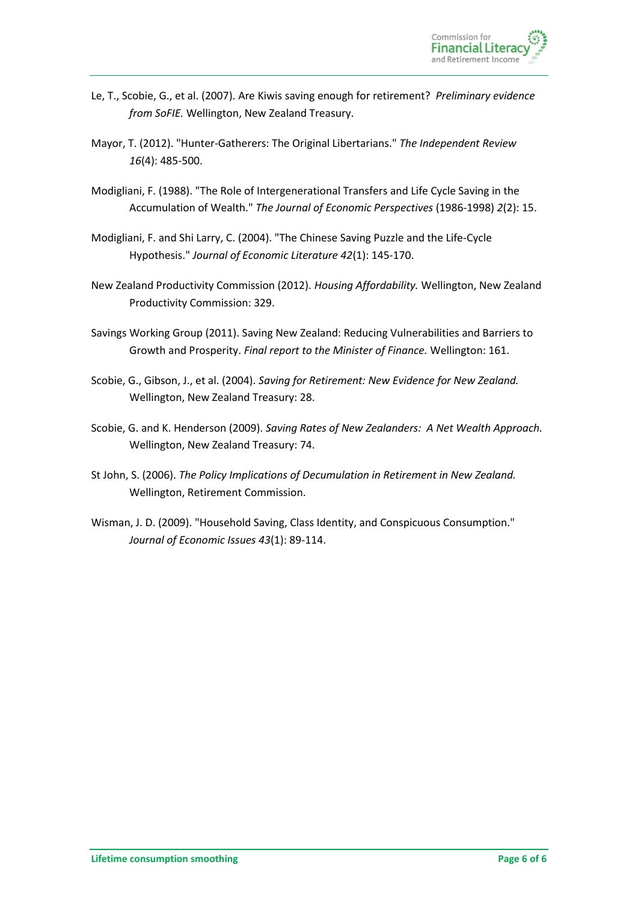Le, T., Scobie, G., et al. (2007). Are Kiwis saving enough for retirement? *Preliminary evidence from SoFIE.* Wellington, New Zealand Treasury.

Mayor, T. (2012). "Hunter-Gatherers: The Original Libertarians." *The Independent Review 16*(4): 485-500.

Modigliani, F. (1988). "The Role of Intergenerational Transfers and Life Cycle Saving in the Accumulation of Wealth." *The Journal of Economic Perspectives* (1986-1998) *2*(2): 15.

Modigliani, F. and Shi Larry, C. (2004). "The Chinese Saving Puzzle and the Life-Cycle Hypothesis." *Journal of Economic Literature 42*(1): 145-170.

New Zealand Productivity Commission (2012). *Housing Affordability.* Wellington, New Zealand Productivity Commission: 329.

Savings Working Group (2011). Saving New Zealand: Reducing Vulnerabilities and Barriers to Growth and Prosperity. *Final report to the Minister of Finance.* Wellington: 161.

Scobie, G., Gibson, J., et al. (2004). *Saving for Retirement: New Evidence for New Zealand.* Wellington, New Zealand Treasury: 28.

Scobie, G. and K. Henderson (2009). *Saving Rates of New Zealanders: A Net Wealth Approach.* Wellington, New Zealand Treasury: 74.

St John, S. (2006). *The Policy Implications of Decumulation in Retirement in New Zealand.* Wellington, Retirement Commission.

Wisman, J. D. (2009). "Household Saving, Class Identity, and Conspicuous Consumption." *Journal of Economic Issues 43*(1): 89-114.